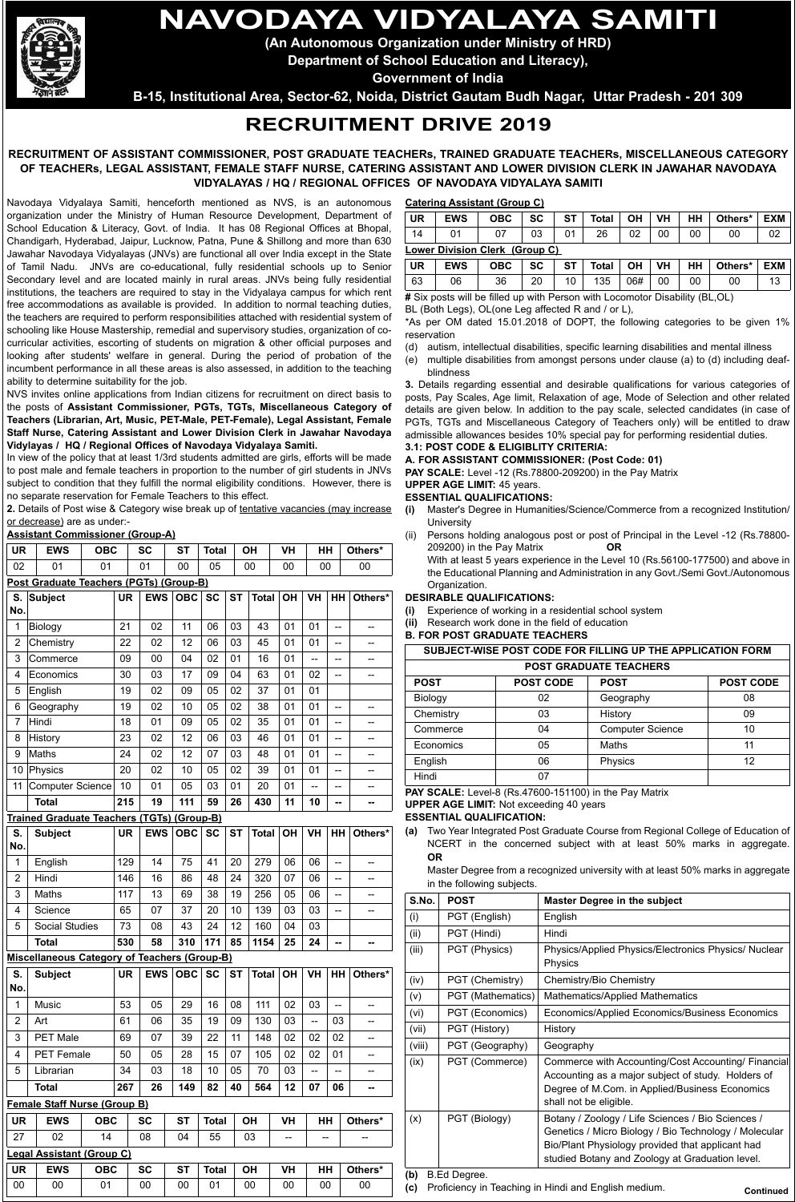# NAVODAYA VIDYALAYA SAMITI

**(An Autonomous Organization under Ministry of HRD)**
**Department of School Education and Literacy),**
**Government of India**
**B-15, Institutional Area, Sector-62, Noida, District Gautam Budh Nagar, Uttar Pradesh - 201 309**

## RECRUITMENT DRIVE 2019

### RECRUITMENT OF ASSISTANT COMMISSIONER, POST GRADUATE TEACHERs, TRAINED GRADUATE TEACHERs, MISCELLANEOUS CATEGORY OF TEACHERs, LEGAL ASSISTANT, FEMALE STAFF NURSE, CATERING ASSISTANT AND LOWER DIVISION CLERK IN JAWAHAR NAVODAYA VIDYALAYAS / HQ / REGIONAL OFFICES OF NAVODAYA VIDYALAYA SAMITI

Navodaya Vidyalaya Samiti, henceforth mentioned as NVS, is an autonomous organization under the Ministry of Human Resource Development, Department of School Education & Literacy, Govt. of India. It has 08 Regional Offices at Bhopal, Chandigarh, Hyderabad, Jaipur, Lucknow, Patna, Pune & Shillong and more than 630 Jawahar Navodaya Vidyalayas (JNVs) are functional all over India except in the State of Tamil Nadu. JNVs are co-educational, fully residential schools up to Senior Secondary level and are located mainly in rural areas. JNVs being fully residential institutions, the teachers are required to stay in the Vidyalaya campus for which rent free accommodations as available is provided. In addition to normal teaching duties, the teachers are required to perform responsibilities attached with residential system of schooling like House Mastership, remedial and supervisory studies, organization of co-curricular activities, escorting of students on migration & other official purposes and looking after students' welfare in general. During the period of probation of the incumbent performance in all these areas is also assessed, in addition to the teaching ability to determine suitability for the job.

NVS invites online applications from Indian citizens for recruitment on direct basis to the posts of **Assistant Commissioner, PGTs, TGTs, Miscellaneous Category of Teachers (Librarian, Art, Music, PET-Male, PET-Female), Legal Assistant, Female Staff Nurse, Catering Assistant and Lower Division Clerk in Jawahar Navodaya Vidyalayas / HQ / Regional Offices of Navodaya Vidyalaya Samiti.**

In view of the policy that at least 1/3rd students admitted are girls, efforts will be made to post male and female teachers in proportion to the number of girl students in JNVs subject to condition that they fulfill the normal eligibility conditions. However, there is no separate reservation for Female Teachers to this effect.

**2.** Details of Post wise & Category wise break up of tentative vacancies (may increase or decrease) are as under:-

**Assistant Commissioner (Group-A)**

| UR | EWS | OBC | SC | ST | Total | OH | VH | HH | Others* |
|---|---|---|---|---|---|---|---|---|---|
| 02 | 01 | 01 | 01 | 00 | 05 | 00 | 00 | 00 | 00 |

**Post Graduate Teachers (PGTs) (Group-B)**

| S. No. | Subject | UR | EWS | OBC | SC | ST | Total | OH | VH | HH | Others* |
|---|---|---|---|---|---|---|---|---|---|---|---|
| 1 | Biology | 21 | 02 | 11 | 06 | 03 | 43 | 01 | 01 | -- | -- |
| 2 | Chemistry | 22 | 02 | 12 | 06 | 03 | 45 | 01 | 01 | -- | -- |
| 3 | Commerce | 09 | 00 | 04 | 02 | 01 | 16 | 01 | -- | -- | -- |
| 4 | Economics | 30 | 03 | 17 | 09 | 04 | 63 | 01 | 02 | -- | -- |
| 5 | English | 19 | 02 | 09 | 05 | 02 | 37 | 01 | 01 | | |
| 6 | Geography | 19 | 02 | 10 | 05 | 02 | 38 | 01 | 01 | -- | -- |
| 7 | Hindi | 18 | 01 | 09 | 05 | 02 | 35 | 01 | 01 | -- | -- |
| 8 | History | 23 | 02 | 12 | 06 | 03 | 46 | 01 | 01 | -- | -- |
| 9 | Maths | 24 | 02 | 12 | 07 | 03 | 48 | 01 | 01 | -- | -- |
| 10 | Physics | 20 | 02 | 10 | 05 | 02 | 39 | 01 | 01 | -- | -- |
| 11 | Computer Science | 10 | 01 | 05 | 03 | 01 | 20 | 01 | -- | -- | -- |
| | **Total** | **215** | **19** | **111** | **59** | **26** | **430** | **11** | **10** | **--** | **--** |

**Trained Graduate Teachers (TGTs) (Group-B)**

| S. No. | Subject | UR | EWS | OBC | SC | ST | Total | OH | VH | HH | Others* |
|---|---|---|---|---|---|---|---|---|---|---|---|
| 1 | English | 129 | 14 | 75 | 41 | 20 | 279 | 06 | 06 | -- | -- |
| 2 | Hindi | 146 | 16 | 86 | 48 | 24 | 320 | 07 | 06 | -- | -- |
| 3 | Maths | 117 | 13 | 69 | 38 | 19 | 256 | 05 | 06 | -- | -- |
| 4 | Science | 65 | 07 | 37 | 20 | 10 | 139 | 03 | 03 | -- | -- |
| 5 | Social Studies | 73 | 08 | 43 | 24 | 12 | 160 | 04 | 03 | | |
| | **Total** | **530** | **58** | **310** | **171** | **85** | **1154** | **25** | **24** | **--** | **--** |

**Miscellaneous Category of Teachers (Group-B)**

| S. No. | Subject | UR | EWS | OBC | SC | ST | Total | OH | VH | HH | Others* |
|---|---|---|---|---|---|---|---|---|---|---|---|
| 1 | Music | 53 | 05 | 29 | 16 | 08 | 111 | 02 | 03 | -- | -- |
| 2 | Art | 61 | 06 | 35 | 19 | 09 | 130 | 03 | -- | 03 | -- |
| 3 | PET Male | 69 | 07 | 39 | 22 | 11 | 148 | 02 | 02 | 02 | -- |
| 4 | PET Female | 50 | 05 | 28 | 15 | 07 | 105 | 02 | 02 | 01 | -- |
| 5 | Librarian | 34 | 03 | 18 | 10 | 05 | 70 | 03 | -- | -- | -- |
| | **Total** | **267** | **26** | **149** | **82** | **40** | **564** | **12** | **07** | **06** | **--** |

**Female Staff Nurse (Group B)**

| UR | EWS | OBC | SC | ST | Total | OH | VH | HH | Others* |
|---|---|---|---|---|---|---|---|---|---|
| 27 | 02 | 14 | 08 | 04 | 55 | 03 | -- | -- | -- |

**Legal Assistant (Group C)**

| UR | EWS | OBC | SC | ST | Total | OH | VH | HH | Others* |
|---|---|---|---|---|---|---|---|---|---|
| 00 | 00 | 01 | 00 | 00 | 01 | 00 | 00 | 00 | 00 |

**Catering Assistant (Group C)**

| UR | EWS | OBC | SC | ST | Total | OH | VH | HH | Others* | EXM |
|---|---|---|---|---|---|---|---|---|---|---|
| 14 | 01 | 07 | 03 | 01 | 26 | 02 | 00 | 00 | 00 | 02 |

**Lower Division Clerk (Group C)**

| UR | EWS | OBC | SC | ST | Total | OH | VH | HH | Others* | EXM |
|---|---|---|---|---|---|---|---|---|---|---|
| 63 | 06 | 36 | 20 | 10 | 135 | 06# | 00 | 00 | 00 | 13 |

**#** Six posts will be filled up with Person with Locomotor Disability (BL,OL)
BL (Both Legs), OL(one Leg affected R and / or L),

*As per OM dated 15.01.2018 of DOPT, the following categories to be given 1% reservation

(d) autism, intellectual disabilities, specific learning disabilities and mental illness
(e) multiple disabilities from amongst persons under clause (a) to (d) including deaf-blindness

**3.** Details regarding essential and desirable qualifications for various categories of posts, Pay Scales, Age limit, Relaxation of age, Mode of Selection and other related details are given below. In addition to the pay scale, selected candidates (in case of PGTs, TGTs and Miscellaneous Category of Teachers only) will be entitled to draw admissible allowances besides 10% special pay for performing residential duties.

**3.1: POST CODE & ELIGIBLITY CRITERIA:**

**A. FOR ASSISTANT COMMISSIONER: (Post Code: 01)**

**PAY SCALE:** Level -12 (Rs.78800-209200) in the Pay Matrix
**UPPER AGE LIMIT:** 45 years.

**ESSENTIAL QUALIFICATIONS:**

(i) Master's Degree in Humanities/Science/Commerce from a recognized Institution/ University
(ii) Persons holding analogous post or post of Principal in the Level -12 (Rs.78800-209200) in the Pay Matrix **OR**
With at least 5 years experience in the Level 10 (Rs.56100-177500) and above in the Educational Planning and Administration in any Govt./Semi Govt./Autonomous Organization.

**DESIRABLE QUALIFICATIONS:**

(i) Experience of working in a residential school system
(ii) Research work done in the field of education

**B. FOR POST GRADUATE TEACHERS**

| SUBJECT-WISE POST CODE FOR FILLING UP THE APPLICATION FORM | | | |
|---|---|---|---|
| **POST GRADUATE TEACHERS** | | | |
| **POST** | **POST CODE** | **POST** | **POST CODE** |
| Biology | 02 | Geography | 08 |
| Chemistry | 03 | History | 09 |
| Commerce | 04 | Computer Science | 10 |
| Economics | 05 | Maths | 11 |
| English | 06 | Physics | 12 |
| Hindi | 07 | | |

**PAY SCALE:** Level-8 (Rs.47600-151100) in the Pay Matrix
**UPPER AGE LIMIT:** Not exceeding 40 years

**ESSENTIAL QUALIFICATION:**

(a) Two Year Integrated Post Graduate Course from Regional College of Education of NCERT in the concerned subject with at least 50% marks in aggregate.
**OR**
Master Degree from a recognized university with at least 50% marks in aggregate in the following subjects.

| S.No. | POST | Master Degree in the subject |
|---|---|---|
| (i) | PGT (English) | English |
| (ii) | PGT (Hindi) | Hindi |
| (iii) | PGT (Physics) | Physics/Applied Physics/Electronics Physics/ Nuclear Physics |
| (iv) | PGT (Chemistry) | Chemistry/Bio Chemistry |
| (v) | PGT (Mathematics) | Mathematics/Applied Mathematics |
| (vi) | PGT (Economics) | Economics/Applied Economics/Business Economics |
| (vii) | PGT (History) | History |
| (viii) | PGT (Geography) | Geography |
| (ix) | PGT (Commerce) | Commerce with Accounting/Cost Accounting/ Financial Accounting as a major subject of study. Holders of Degree of M.Com. in Applied/Business Economics shall not be eligible. |
| (x) | PGT (Biology) | Botany / Zoology / Life Sciences / Bio Sciences / Genetics / Micro Biology / Bio Technology / Molecular Bio/Plant Physiology provided that applicant had studied Botany and Zoology at Graduation level. |

(b) B.Ed Degree.
(c) Proficiency in Teaching in Hindi and English medium.

Continued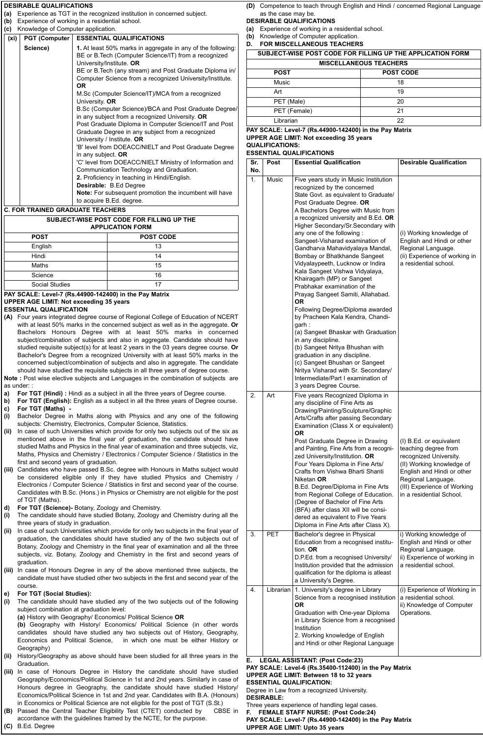**DESIRABLE QUALIFICATIONS**

**(a)** Experience as TGT in the recognized institution in concerned subject.
**(b)** Experience of working in a residential school.
**(c)** Knowledge of Computer application.

| (xi) | PGT (Computer Science) | ESSENTIAL QUALIFICATIONS |
|---|---|---|
| | | **1.** At least 50% marks in aggregate in any of the following: BE or B.Tech (Computer Science/IT) from a recognized University/Institute. **OR** BE or B.Tech (any stream) and Post Graduate Diploma in/ Computer Science from a recognized University/Institute. **OR** M.Sc (Computer Science/IT)/MCA from a recognized University. **OR** B.Sc (Computer Science)/BCA and Post Graduate Degree/ in any subject from a recognized University. **OR** Post Graduate Diploma in Computer Science/IT and Post Graduate Degree in any subject from a recognized University / Institute. **OR** 'B' level from DOEACC/NIELT and Post Graduate Degree in any subject. **OR** 'C' level from DOEACC/NIELT Ministry of Information and Communication Technology and Graduation. **2.** Proficiency in teaching in Hindi/English. **Desirable:** B.Ed Degree **Note:** For subsequent promotion the incumbent will have to acquire B.Ed. degree. |

**C. FOR TRAINED GRADUATE TEACHERS**

| SUBJECT-WISE POST CODE FOR FILLING UP THE APPLICATION FORM | |
|---|---|
| **POST** | **POST CODE** |
| English | 13 |
| Hindi | 14 |
| Maths | 15 |
| Science | 16 |
| Social Studies | 17 |

**PAY SCALE: Level-7 (Rs.44900-142400) in the Pay Matrix**
**UPPER AGE LIMIT: Not exceeding 35 years**
**ESSENTIAL QUALIFICATION**

**(A)** Four years integrated degree course of Regional College of Education of NCERT with at least 50% marks in the concerned subject as well as in the aggregate. **Or** Bachelors Honours Degree with at least 50% marks in concerned subject/combination of subjects and also in aggregate. Candidate should have studied requisite subject(s) for at least 2 years in the 03 years degree course. **Or** Bachelor's Degree from a recognized University with at least 50% marks in the concerned subject/combination of subjects and also in aggregate. The candidate should have studied the requisite subjects in all three years of degree course.

**Note :** Post wise elective subjects and Languages in the combination of subjects are as under: :

**a)** **For TGT (Hindi) :** Hindi as a subject in all the three years of Degree course.
**b)** **For TGT (English):** English as a subject in all the three years of Degree course.
**c)** **For TGT (Maths) -**
**(i)** Bachelor Degree in Maths along with Physics and any one of the following subjects: Chemistry, Electronics, Computer Science, Statistics.
**(ii)** In case of such Universities which provide for only two subjects out of the six as mentioned above in the final year of graduation, the candidate should have studied Maths and Physics in the final year of examination and three subjects, viz, Maths, Physics and Chemistry / Electronics / Computer Science / Statistics in the first and second years of graduation.
**(iii)** Candidates who have passed B.Sc. degree with Honours in Maths subject would be considered eligible only if they have studied Physics and Chemistry / Electronics / Computer Science / Statistics in first and second year of the course. Candidates with B.Sc. (Hons.) in Physics or Chemistry are not eligible for the post of TGT (Maths).
**d)** **For TGT (Science)-** Botany, Zoology and Chemistry.
**(i)** The candidate should have studied Botany, Zoology and Chemistry during all the three years of study in graduation.
**(ii)** In case of such Universities which provide for only two subjects in the final year of graduation, the candidates should have studied any of the two subjects out of Botany, Zoology and Chemistry in the final year of examination and all the three subjects, viz. Botany, Zoology and Chemistry in the first and second years of graduation.
**(iii)** In case of Honours Degree in any of the above mentioned three subjects, the candidate must have studied other two subjects in the first and second year of the course.
**e)** **For TGT (Social Studies):**
**(i)** The candidate should have studied any of the two subjects out of the following subject combination at graduation level:
**(a)** History with Geography/ Economics/ Political Science **OR**
**(b)** Geography with History/ Economics/ Political Science (in other words candidates should have studied any two subjects out of History, Geography, Economics and Political Science, in which one must be either History or Geography)
**(ii)** History/Geography as above should have been studied for all three years in the Graduation.
**(iii)** In case of Honours Degree in History the candidate should have studied Geography/Economics/Political Science in 1st and 2nd years. Similarly in case of Honours degree in Geography, the candidate should have studied History/ Economics/Political Science in 1st and 2nd year. Candidates with B.A. (Honours) in Economics or Political Science are not eligible for the post of TGT (S.St.)

**(B)** Passed the Central Teacher Eligibility Test (CTET) conducted by CBSE in accordance with the guidelines framed by the NCTE, for the purpose.
**(C)** B.Ed. Degree
**(D)** Competence to teach through English and Hindi / concerned Regional Language as the case may be.

**DESIRABLE QUALIFICATIONS**

**(a)** Experience of working in a residential school.
**(b)** Knowledge of Computer application.

**D. FOR MISCELLANEOUS TEACHERS**

| SUBJECT-WISE POST CODE FOR FILLING UP THE APPLICATION FORM | |
|---|---|
| MISCELLANEOUS TEACHERS | |
| **POST** | **POST CODE** |
| Music | 18 |
| Art | 19 |
| PET (Male) | 20 |
| PET (Female) | 21 |
| Librarian | 22 |

**PAY SCALE: Level-7 (Rs.44900-142400) in the Pay Matrix**
**UPPER AGE LIMIT: Not exceeding 35 years**
**QUALIFICATIONS:**
**ESSENTIAL QUALIFICATIONS**

| Sr. No. | Post | Essential Qualification | Desirable Qualification |
|---|---|---|---|
| 1. | Music | Five years study in Music Institution recognized by the concerned State Govt. as equivalent to Graduate/ Post Graduate Degree. **OR** A Bachelors Degree with Music from a recognized university and B.Ed. **OR** Higher Secondary/Sr.Secondary with any one of the following : Sangeet-Visharad examination of Gandharva Mahavidyalaya Mandal, Bombay or Bhatkhande Sangeet Vidyalaypeeth, Lucknow or Indira Kala Sangeet Vishwa Vidyalaya, Khairagarh (MP) or Sangeet Prabhakar examination of the Prayag Sangeet Samiti, Allahabad. **OR** Following Degree/Diploma awarded by Pracheen Kala Kendra, Chandigarh : (a) Sangeet Bhaskar with Graduation in any discipline. (b) Sangeet Nritya Bhushan with graduation in any discipline. (c) Sangeet Bhushan or Sangeet Nritya Visharad with Sr. Secondary/ Intermediate/Part I examination of 3 years Degree Course. | (i) Working knowledge of English and Hindi or other Regional Language. (ii) Experience of working in a residential school. |
| 2. | Art | Five years Recognized Diploma in any discipline of Fine Arts as Drawing/Painting/Sculpture/Graphic Arts/Crafts after passing Secondary Examination (Class X or equivalent) **OR** Post Graduate Degree in Drawing and Painting, Fine Arts from a recognized University/Institution. **OR** Four Years Diploma in Fine Arts/ Crafts from Vishwa Bharti Shanti Niketan **OR** B.Ed. Degree/Diploma in Fine Arts from Regional College of Education. (Degree of Bachelor of Fine Arts (BFA) after class XII will be considered as equivalent to Five Years Diploma in Fine Arts after Class X). | (I) B.Ed. or equivalent teaching degree from recognized University. (II) Working knowledge of English and Hindi or other Regional Language. (III) Experience of Working in a residential School. |
| 3. | PET | Bachelor's degree in Physical Education from a recognised institution. **OR** D.P.Ed. from a recognised University/ Institution provided that the admission qualification for the diploma is atleast a University's Degree. | i) Working knowledge of English and Hindi or other Regional Language. ii) Experience of working in a residential school. |
| 4. | Librarian | 1. University's degree in Library Science from a recognised institution **OR** Graduation with One-year Diploma in Library Science from a recognised Institution 2. Working knowledge of English and Hindi or other Regional Language | (i) Experience of Working in a residential school. ii) Knowledge of Computer Operations. |

**E. LEGAL ASSISTANT: (Post Code:23)**
**PAY SCALE: Level-6 (Rs.35400-112400) in the Pay Matrix**
**UPPER AGE LIMIT: Between 18 to 32 years**
**ESSENTIAL QUALIFICATION:**
Degree in Law from a recognized University.
**DESIRABLE:**
Three years experience of handling legal cases.

**F. FEMALE STAFF NURSE: (Post Code:24)**
**PAY SCALE: Level-7 (Rs.44900-142400) in the Pay Matrix**
**UPPER AGE LIMIT: Upto 35 years**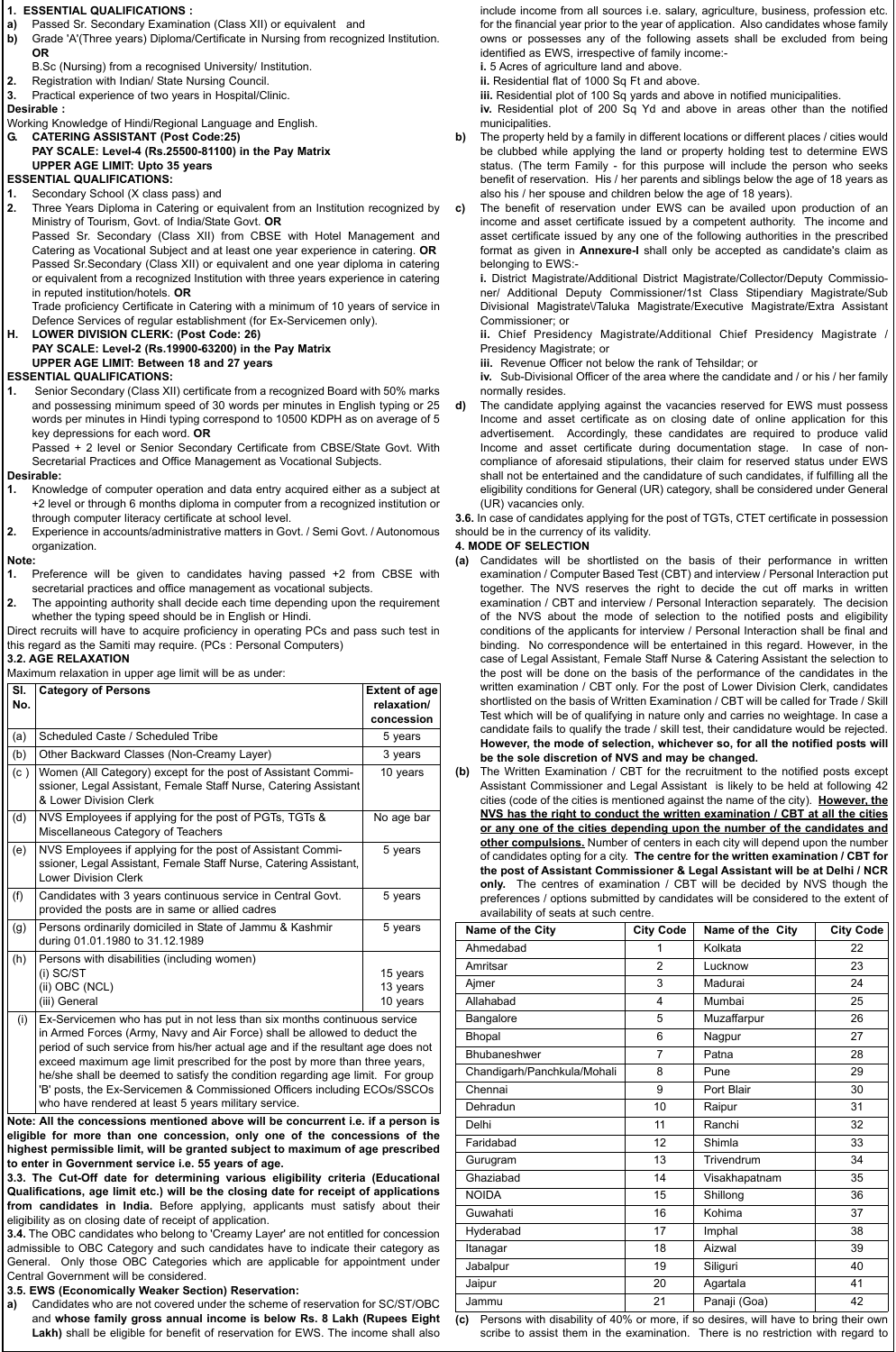1. **ESSENTIAL QUALIFICATIONS :**

a) Passed Sr. Secondary Examination (Class XII) or equivalent and

b) Grade 'A'(Three years) Diploma/Certificate in Nursing from recognized Institution.

**OR**

B.Sc (Nursing) from a recognised University/ Institution.

2. Registration with Indian/ State Nursing Council.
3. Practical experience of two years in Hospital/Clinic.

**Desirable :**

Working Knowledge of Hindi/Regional Language and English.

**G. CATERING ASSISTANT (Post Code:25)**

**PAY SCALE: Level-4 (Rs.25500-81100) in the Pay Matrix**

**UPPER AGE LIMIT: Upto 35 years**

**ESSENTIAL QUALIFICATIONS:**

1. Secondary School (X class pass) and
2. Three Years Diploma in Catering or equivalent from an Institution recognized by Ministry of Tourism, Govt. of India/State Govt. **OR**

   Passed Sr. Secondary (Class XII) from CBSE with Hotel Management and Catering as Vocational Subject and at least one year experience in catering. **OR**

   Passed Sr.Secondary (Class XII) or equivalent and one year diploma in catering or equivalent from a recognized Institution with three years experience in catering in reputed institution/hotels. **OR**

   Trade proficiency Certificate in Catering with a minimum of 10 years of service in Defence Services of regular establishment (for Ex-Servicemen only).

**H. LOWER DIVISION CLERK: (Post Code: 26)**

**PAY SCALE: Level-2 (Rs.19900-63200) in the Pay Matrix**

**UPPER AGE LIMIT: Between 18 and 27 years**

**ESSENTIAL QUALIFICATIONS:**

1. Senior Secondary (Class XII) certificate from a recognized Board with 50% marks and possessing minimum speed of 30 words per minutes in English typing or 25 words per minutes in Hindi typing correspond to 10500 KDPH as on average of 5 key depressions for each word. **OR**

   Passed + 2 level or Senior Secondary Certificate from CBSE/State Govt. With Secretarial Practices and Office Management as Vocational Subjects.

**Desirable:**

1. Knowledge of computer operation and data entry acquired either as a subject at +2 level or through 6 months diploma in computer from a recognized institution or through computer literacy certificate at school level.
2. Experience in accounts/administrative matters in Govt. / Semi Govt. / Autonomous organization.

**Note:**

1. Preference will be given to candidates having passed +2 from CBSE with secretarial practices and office management as vocational subjects.
2. The appointing authority shall decide each time depending upon the requirement whether the typing speed should be in English or Hindi.

Direct recruits will have to acquire proficiency in operating PCs and pass such test in this regard as the Samiti may require. (PCs : Personal Computers)

**3.2. AGE RELAXATION**

Maximum relaxation in upper age limit will be as under:

| Sl. No. | Category of Persons | Extent of age relaxation/ concession |
|---|---|---|
| (a) | Scheduled Caste / Scheduled Tribe | 5 years |
| (b) | Other Backward Classes (Non-Creamy Layer) | 3 years |
| (c ) | Women (All Category) except for the post of Assistant Commissioner, Legal Assistant, Female Staff Nurse, Catering Assistant & Lower Division Clerk | 10 years |
| (d) | NVS Employees if applying for the post of PGTs, TGTs & Miscellaneous Category of Teachers | No age bar |
| (e) | NVS Employees if applying for the post of Assistant Commissioner, Legal Assistant, Female Staff Nurse, Catering Assistant, Lower Division Clerk | 5 years |
| (f) | Candidates with 3 years continuous service in Central Govt. provided the posts are in same or allied cadres | 5 years |
| (g) | Persons ordinarily domiciled in State of Jammu & Kashmir during 01.01.1980 to 31.12.1989 | 5 years |
| (h) | Persons with disabilities (including women)<br>(i) SC/ST<br>(ii) OBC (NCL)<br>(iii) General | <br>15 years<br>13 years<br>10 years |
| (i) | Ex-Servicemen who has put in not less than six months continuous service in Armed Forces (Army, Navy and Air Force) shall be allowed to deduct the period of such service from his/her actual age and if the resultant age does not exceed maximum age limit prescribed for the post by more than three years, he/she shall be deemed to satisfy the condition regarding age limit. For group 'B' posts, the Ex-Servicemen & Commissioned Officers including ECOs/SSCOs who have rendered at least 5 years military service. | |

**Note: All the concessions mentioned above will be concurrent i.e. if a person is eligible for more than one concession, only one of the concessions of the highest permissible limit, will be granted subject to maximum of age prescribed to enter in Government service i.e. 55 years of age.**

**3.3. The Cut-Off date for determining various eligibility criteria (Educational Qualifications, age limit etc.) will be the closing date for receipt of applications from candidates in India.** Before applying, applicants must satisfy about their eligibility as on closing date of receipt of application.

**3.4.** The OBC candidates who belong to 'Creamy Layer' are not entitled for concession admissible to OBC Category and such candidates have to indicate their category as General. Only those OBC Categories which are applicable for appointment under Central Government will be considered.

**3.5. EWS (Economically Weaker Section) Reservation:**

a) Candidates who are not covered under the scheme of reservation for SC/ST/OBC and **whose family gross annual income is below Rs. 8 Lakh (Rupees Eight Lakh)** shall be eligible for benefit of reservation for EWS. The income shall also include income from all sources i.e. salary, agriculture, business, profession etc. for the financial year prior to the year of application. Also candidates whose family owns or possesses any of the following assets shall be excluded from being identified as EWS, irrespective of family income:-

   **i.** 5 Acres of agriculture land and above.

   **ii.** Residential flat of 1000 Sq Ft and above.

   **iii.** Residential plot of 100 Sq yards and above in notified municipalities.

   **iv.** Residential plot of 200 Sq Yd and above in areas other than the notified municipalities.

b) The property held by a family in different locations or different places / cities would be clubbed while applying the land or property holding test to determine EWS status. (The term Family - for this purpose will include the person who seeks benefit of reservation. His / her parents and siblings below the age of 18 years as also his / her spouse and children below the age of 18 years).

c) The benefit of reservation under EWS can be availed upon production of an income and asset certificate issued by a competent authority. The income and asset certificate issued by any one of the following authorities in the prescribed format as given in **Annexure-I** shall only be accepted as candidate's claim as belonging to EWS:-

   **i.** District Magistrate/Additional District Magistrate/Collector/Deputy Commissioner/ Additional Deputy Commissioner/1st Class Stipendiary Magistrate/Sub Divisional Magistrate\Taluka Magistrate/Executive Magistrate/Extra Assistant Commissioner; or

   **ii.** Chief Presidency Magistrate/Additional Chief Presidency Magistrate / Presidency Magistrate; or

   **iii.** Revenue Officer not below the rank of Tehsildar; or

   **iv.** Sub-Divisional Officer of the area where the candidate and / or his / her family normally resides.

d) The candidate applying against the vacancies reserved for EWS must possess Income and asset certificate as on closing date of online application for this advertisement. Accordingly, these candidates are required to produce valid Income and asset certificate during documentation stage. In case of non-compliance of aforesaid stipulations, their claim for reserved status under EWS shall not be entertained and the candidature of such candidates, if fulfilling all the eligibility conditions for General (UR) category, shall be considered under General (UR) vacancies only.

**3.6.** In case of candidates applying for the post of TGTs, CTET certificate in possession should be in the currency of its validity.

**4. MODE OF SELECTION**

**(a)** Candidates will be shortlisted on the basis of their performance in written examination / Computer Based Test (CBT) and interview / Personal Interaction put together. The NVS reserves the right to decide the cut off marks in written examination / CBT and interview / Personal Interaction separately. The decision of the NVS about the mode of selection to the notified posts and eligibility conditions of the applicants for interview / Personal Interaction shall be final and binding. No correspondence will be entertained in this regard. However, in the case of Legal Assistant, Female Staff Nurse & Catering Assistant the selection to the post will be done on the basis of the performance of the candidates in the written examination / CBT only. For the post of Lower Division Clerk, candidates shortlisted on the basis of Written Examination / CBT will be called for Trade / Skill Test which will be of qualifying in nature only and carries no weightage. In case a candidate fails to qualify the trade / skill test, their candidature would be rejected. **However, the mode of selection, whichever so, for all the notified posts will be the sole discretion of NVS and may be changed.**

**(b)** The Written Examination / CBT for the recruitment to the notified posts except Assistant Commissioner and Legal Assistant is likely to be held at following 42 cities (code of the cities is mentioned against the name of the city). **<u>However, the NVS has the right to conduct the written examination / CBT at all the cities or any one of the cities depending upon the number of the candidates and other compulsions.</u>** Number of centers in each city will depend upon the number of candidates opting for a city. **The centre for the written examination / CBT for the post of Assistant Commissioner & Legal Assistant will be at Delhi / NCR only.** The centres of examination / CBT will be decided by NVS though the preferences / options submitted by candidates will be considered to the extent of availability of seats at such centre.

| Name of the City | City Code | Name of the City | City Code |
|---|---|---|---|
| Ahmedabad | 1 | Kolkata | 22 |
| Amritsar | 2 | Lucknow | 23 |
| Ajmer | 3 | Madurai | 24 |
| Allahabad | 4 | Mumbai | 25 |
| Bangalore | 5 | Muzaffarpur | 26 |
| Bhopal | 6 | Nagpur | 27 |
| Bhubaneshwer | 7 | Patna | 28 |
| Chandigarh/Panchkula/Mohali | 8 | Pune | 29 |
| Chennai | 9 | Port Blair | 30 |
| Dehradun | 10 | Raipur | 31 |
| Delhi | 11 | Ranchi | 32 |
| Faridabad | 12 | Shimla | 33 |
| Gurugram | 13 | Trivendrum | 34 |
| Ghaziabad | 14 | Visakhapatnam | 35 |
| NOIDA | 15 | Shillong | 36 |
| Guwahati | 16 | Kohima | 37 |
| Hyderabad | 17 | Imphal | 38 |
| Itanagar | 18 | Aizwal | 39 |
| Jabalpur | 19 | Siliguri | 40 |
| Jaipur | 20 | Agartala | 41 |
| Jammu | 21 | Panaji (Goa) | 42 |

**(c)** Persons with disability of 40% or more, if so desires, will have to bring their own scribe to assist them in the examination. There is no restriction with regard to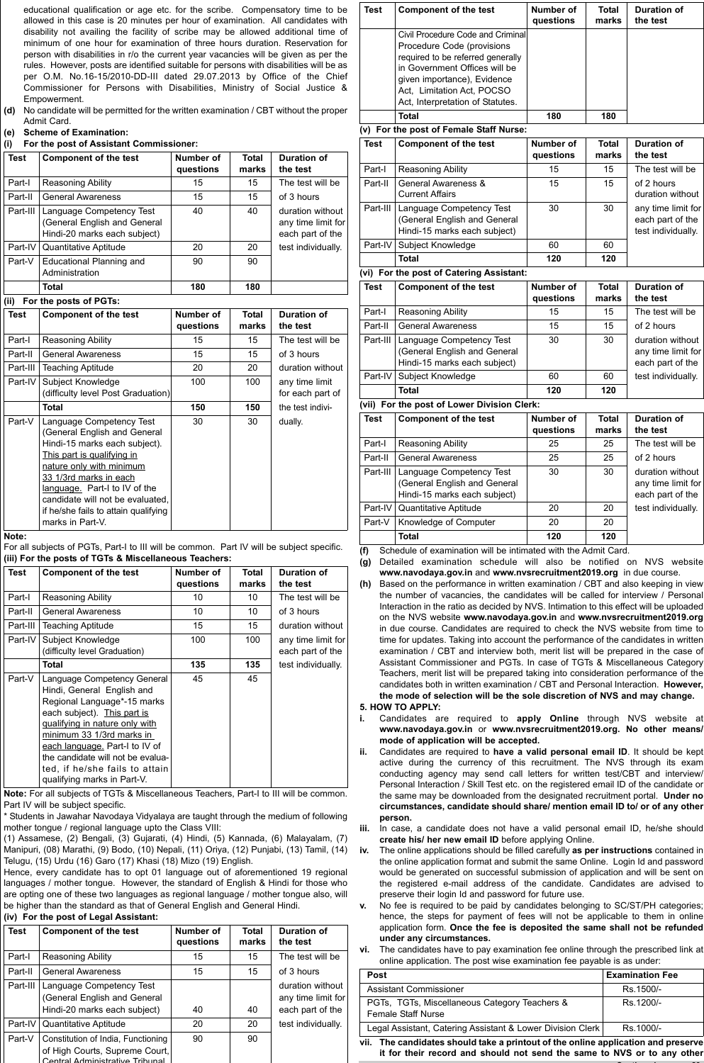educational qualification or age etc. for the scribe. Compensatory time to be allowed in this case is 20 minutes per hour of examination. All candidates with disability not availing the facility of scribe may be allowed additional time of minimum of one hour for examination of three hours duration. Reservation for person with disabilities in r/o the current year vacancies will be given as per the rules. However, posts are identified suitable for persons with disabilities will be as per O.M. No.16-15/2010-DD-III dated 29.07.2013 by Office of the Chief Commissioner for Persons with Disabilities, Ministry of Social Justice & Empowerment.

**(d)** No candidate will be permitted for the written examination / CBT without the proper Admit Card.

**(e) Scheme of Examination:**

**(i) For the post of Assistant Commissioner:**

| Test | Component of the test | Number of questions | Total marks | Duration of the test |
|---|---|---|---|---|
| Part-I | Reasoning Ability | 15 | 15 | The test will be of 3 hours duration without any time limit for each part of the test individually. |
| Part-II | General Awareness | 15 | 15 | |
| Part-III | Language Competency Test (General English and General Hindi-20 marks each subject) | 40 | 40 | |
| Part-IV | Quantitative Aptitude | 20 | 20 | |
| Part-V | Educational Planning and Administration | 90 | 90 | |
| | **Total** | **180** | **180** | |

**(ii) For the posts of PGTs:**

| Test | Component of the test | Number of questions | Total marks | Duration of the test |
|---|---|---|---|---|
| Part-I | Reasoning Ability | 15 | 15 | The test will be of 3 hours duration without any time limit for each part of the test individually. |
| Part-II | General Awareness | 15 | 15 | |
| Part-III | Teaching Aptitude | 20 | 20 | |
| Part-IV | Subject Knowledge (difficulty level Post Graduation) | 100 | 100 | |
| | **Total** | **150** | **150** | |
| Part-V | Language Competency Test (General English and General Hindi-15 marks each subject). This part is qualifying in nature only with minimum 33 1/3rd marks in each language. Part-I to IV of the candidate will not be evaluated, if he/she fails to attain qualifying marks in Part-V. | 30 | 30 | |

**Note:**
For all subjects of PGTs, Part-I to III will be common. Part IV will be subject specific.

**(iii) For the posts of TGTs & Miscellaneous Teachers:**

| Test | Component of the test | Number of questions | Total marks | Duration of the test |
|---|---|---|---|---|
| Part-I | Reasoning Ability | 10 | 10 | The test will be of 3 hours duration without any time limit for each part of the test individually. |
| Part-II | General Awareness | 10 | 10 | |
| Part-III | Teaching Aptitude | 15 | 15 | |
| Part-IV | Subject Knowledge (difficulty level Graduation) | 100 | 100 | |
| | **Total** | **135** | **135** | |
| Part-V | Language Competency General Hindi, General English and Regional Language*-15 marks each subject). This part is qualifying in nature only with minimum 33 1/3rd marks in each language. Part-I to IV of the candidate will not be evaluated, if he/she fails to attain qualifying marks in Part-V. | 45 | 45 | |

**Note:** For all subjects of TGTs & Miscellaneous Teachers, Part-I to III will be common. Part IV will be subject specific.

* Students in Jawahar Navodaya Vidyalaya are taught through the medium of following mother tongue / regional language upto the Class VIII:
(1) Assamese, (2) Bengali, (3) Gujarati, (4) Hindi, (5) Kannada, (6) Malayalam, (7) Manipuri, (08) Marathi, (9) Bodo, (10) Nepali, (11) Oriya, (12) Punjabi, (13) Tamil, (14) Telugu, (15) Urdu (16) Garo (17) Khasi (18) Mizo (19) English.
Hence, every candidate has to opt 01 language out of aforementioned 19 regional languages / mother tongue. However, the standard of English & Hindi for those who are opting one of these two languages as regional language / mother tongue also, will be higher than the standard as that of General English and General Hindi.

**(iv) For the post of Legal Assistant:**

| Test | Component of the test | Number of questions | Total marks | Duration of the test |
|---|---|---|---|---|
| Part-I | Reasoning Ability | 15 | 15 | The test will be of 3 hours duration without any time limit for each part of the test individually. |
| Part-II | General Awareness | 15 | 15 | |
| Part-III | Language Competency Test (General English and General Hindi-20 marks each subject) | 40 | 40 | |
| Part-IV | Quantitative Aptitude | 20 | 20 | |
| Part-V | Constitution of India, Functioning of High Courts, Supreme Court, Central Administrative Tribunal, Civil Procedure Code and Criminal Procedure Code (provisions required to be referred generally in Government Offices will be given importance), Evidence Act, Limitation Act, POCSO Act, Interpretation of Statutes. | 90 | 90 | |
| | **Total** | **180** | **180** | |

**(v) For the post of Female Staff Nurse:**

| Test | Component of the test | Number of questions | Total marks | Duration of the test |
|---|---|---|---|---|
| Part-I | Reasoning Ability | 15 | 15 | The test will be of 2 hours duration without any time limit for each part of the test individually. |
| Part-II | General Awareness & Current Affairs | 15 | 15 | |
| Part-III | Language Competency Test (General English and General Hindi-15 marks each subject) | 30 | 30 | |
| Part-IV | Subject Knowledge | 60 | 60 | |
| | **Total** | **120** | **120** | |

**(vi) For the post of Catering Assistant:**

| Test | Component of the test | Number of questions | Total marks | Duration of the test |
|---|---|---|---|---|
| Part-I | Reasoning Ability | 15 | 15 | The test will be of 2 hours duration without any time limit for each part of the test individually. |
| Part-II | General Awareness | 15 | 15 | |
| Part-III | Language Competency Test (General English and General Hindi-15 marks each subject) | 30 | 30 | |
| Part-IV | Subject Knowledge | 60 | 60 | |
| | **Total** | **120** | **120** | |

**(vii) For the post of Lower Division Clerk:**

| Test | Component of the test | Number of questions | Total marks | Duration of the test |
|---|---|---|---|---|
| Part-I | Reasoning Ability | 25 | 25 | The test will be of 2 hours duration without any time limit for each part of the test individually. |
| Part-II | General Awareness | 25 | 25 | |
| Part-III | Language Competency Test (General English and General Hindi-15 marks each subject) | 30 | 30 | |
| Part-IV | Quantitative Aptitude | 20 | 20 | |
| Part-V | Knowledge of Computer | 20 | 20 | |
| | **Total** | **120** | **120** | |

**(f)** Schedule of examination will be intimated with the Admit Card.

**(g)** Detailed examination schedule will also be notified on NVS website **www.navodaya.gov.in** and **www.nvsrecruitment2019.org** in due course.

**(h)** Based on the performance in written examination / CBT and also keeping in view the number of vacancies, the candidates will be called for interview / Personal Interaction in the ratio as decided by NVS. Intimation to this effect will be uploaded on the NVS website **www.navodaya.gov.in** and **www.nvsrecruitment2019.org** in due course. Candidates are required to check the NVS website from time to time for updates. Taking into account the performance of the candidates in written examination / CBT and interview both, merit list will be prepared in the case of Assistant Commissioner and PGTs. In case of TGTs & Miscellaneous Category Teachers, merit list will be prepared taking into consideration performance of the candidates both in written examination / CBT and Personal Interaction. **However, the mode of selection will be the sole discretion of NVS and may change.**

**5. HOW TO APPLY:**

**i.** Candidates are required to **apply Online** through NVS website at **www.navodaya.gov.in** or **www.nvsrecruitment2019.org. No other means/ mode of application will be accepted.**

**ii.** Candidates are required to **have a valid personal email ID**. It should be kept active during the currency of this recruitment. The NVS through its exam conducting agency may send call letters for written test/CBT and interview/ Personal Interaction / Skill Test etc. on the registered email ID of the candidate or the same may be downloaded from the designated recruitment portal. **Under no circumstances, candidate should share/ mention email ID to/ or of any other person.**

**iii.** In case, a candidate does not have a valid personal email ID, he/she should **create his/ her new email ID** before applying Online.

**iv.** The online applications should be filled carefully **as per instructions** contained in the online application format and submit the same Online. Login Id and password would be generated on successful submission of application and will be sent on the registered e-mail address of the candidate. Candidates are advised to preserve their login Id and password for future use.

**v.** No fee is required to be paid by candidates belonging to SC/ST/PH categories; hence, the steps for payment of fees will not be applicable to them in online application form. **Once the fee is deposited the same shall not be refunded under any circumstances.**

**vi.** The candidates have to pay examination fee online through the prescribed link at online application. The post wise examination fee payable is as under:

| Post | Examination Fee |
|---|---|
| Assistant Commissioner | Rs.1500/- |
| PGTs, TGTs, Miscellaneous Category Teachers & Female Staff Nurse | Rs.1200/- |
| Legal Assistant, Catering Assistant & Lower Division Clerk | Rs.1000/- |

**vii. The candidates should take a printout of the online application and preserve it for their record and should not send the same to NVS or to any other**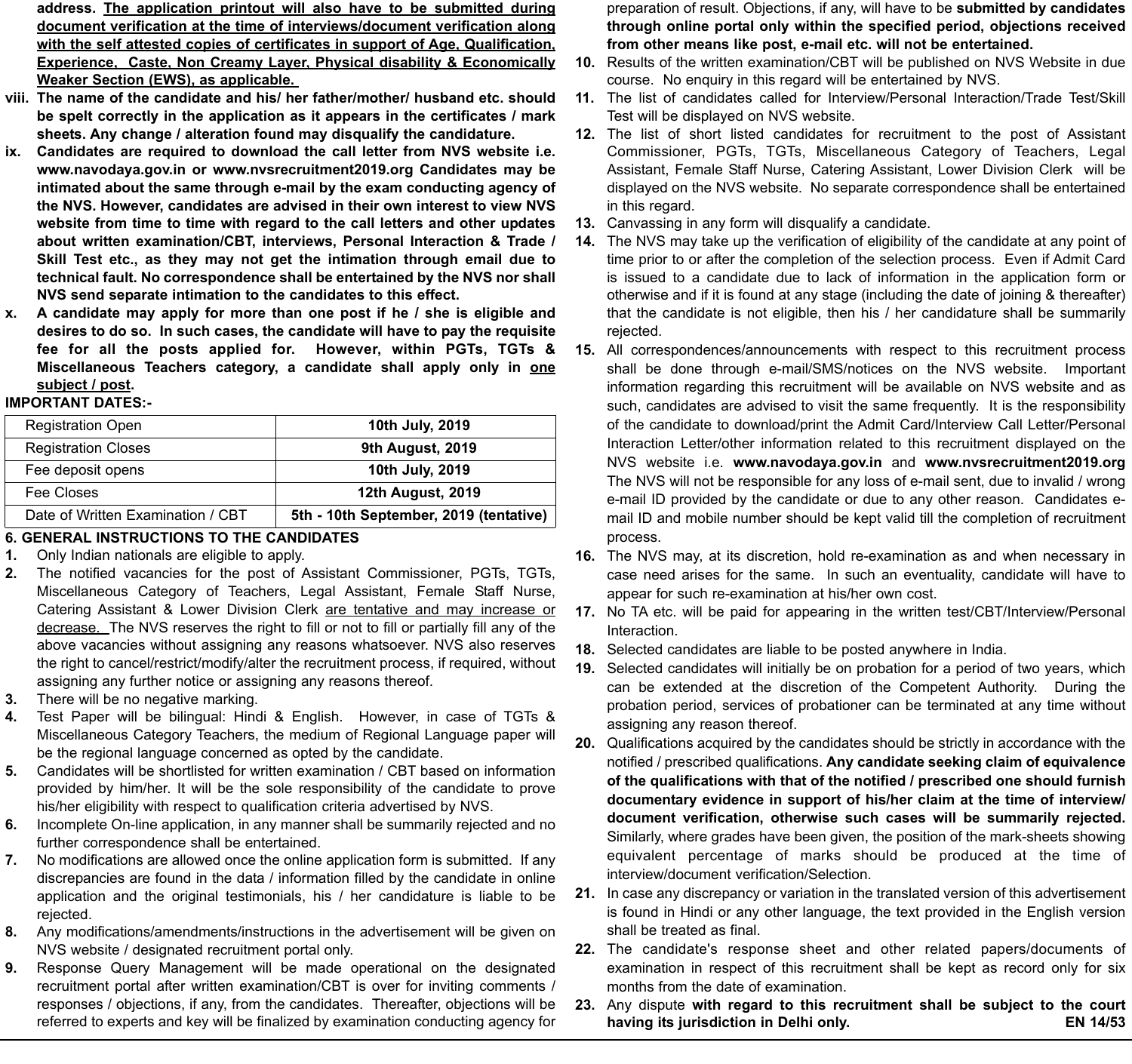**address. The application printout will also have to be submitted during document verification at the time of interviews/document verification along with the self attested copies of certificates in support of Age, Qualification, Experience, Caste, Non Creamy Layer, Physical disability & Economically Weaker Section (EWS), as applicable.**

viii. **The name of the candidate and his/ her father/mother/ husband etc. should be spelt correctly in the application as it appears in the certificates / mark sheets. Any change / alteration found may disqualify the candidature.**

ix. **Candidates are required to download the call letter from NVS website i.e. www.navodaya.gov.in or www.nvsrecruitment2019.org Candidates may be intimated about the same through e-mail by the exam conducting agency of the NVS. However, candidates are advised in their own interest to view NVS website from time to time with regard to the call letters and other updates about written examination/CBT, interviews, Personal Interaction & Trade / Skill Test etc., as they may not get the intimation through email due to technical fault. No correspondence shall be entertained by the NVS nor shall NVS send separate intimation to the candidates to this effect.**

x. **A candidate may apply for more than one post if he / she is eligible and desires to do so. In such cases, the candidate will have to pay the requisite fee for all the posts applied for. However, within PGTs, TGTs & Miscellaneous Teachers category, a candidate shall apply only in one subject / post.**

**IMPORTANT DATES:-**

| | |
|---|---|
| Registration Open | **10th July, 2019** |
| Registration Closes | **9th August, 2019** |
| Fee deposit opens | **10th July, 2019** |
| Fee Closes | **12th August, 2019** |
| Date of Written Examination / CBT | **5th - 10th September, 2019 (tentative)** |

## 6. GENERAL INSTRUCTIONS TO THE CANDIDATES

1. Only Indian nationals are eligible to apply.
2. The notified vacancies for the post of Assistant Commissioner, PGTs, TGTs, Miscellaneous Category of Teachers, Legal Assistant, Female Staff Nurse, Catering Assistant & Lower Division Clerk are tentative and may increase or decrease. The NVS reserves the right to fill or not to fill or partially fill any of the above vacancies without assigning any reasons whatsoever. NVS also reserves the right to cancel/restrict/modify/alter the recruitment process, if required, without assigning any further notice or assigning any reasons thereof.
3. There will be no negative marking.
4. Test Paper will be bilingual: Hindi & English. However, in case of TGTs & Miscellaneous Category Teachers, the medium of Regional Language paper will be the regional language concerned as opted by the candidate.
5. Candidates will be shortlisted for written examination / CBT based on information provided by him/her. It will be the sole responsibility of the candidate to prove his/her eligibility with respect to qualification criteria advertised by NVS.
6. Incomplete On-line application, in any manner shall be summarily rejected and no further correspondence shall be entertained.
7. No modifications are allowed once the online application form is submitted. If any discrepancies are found in the data / information filled by the candidate in online application and the original testimonials, his / her candidature is liable to be rejected.
8. Any modifications/amendments/instructions in the advertisement will be given on NVS website / designated recruitment portal only.
9. Response Query Management will be made operational on the designated recruitment portal after written examination/CBT is over for inviting comments / responses / objections, if any, from the candidates. Thereafter, objections will be referred to experts and key will be finalized by examination conducting agency for preparation of result. Objections, if any, will have to be **submitted by candidates through online portal only within the specified period, objections received from other means like post, e-mail etc. will not be entertained.**
10. Results of the written examination/CBT will be published on NVS Website in due course. No enquiry in this regard will be entertained by NVS.
11. The list of candidates called for Interview/Personal Interaction/Trade Test/Skill Test will be displayed on NVS website.
12. The list of short listed candidates for recruitment to the post of Assistant Commissioner, PGTs, TGTs, Miscellaneous Category of Teachers, Legal Assistant, Female Staff Nurse, Catering Assistant, Lower Division Clerk will be displayed on the NVS website. No separate correspondence shall be entertained in this regard.
13. Canvassing in any form will disqualify a candidate.
14. The NVS may take up the verification of eligibility of the candidate at any point of time prior to or after the completion of the selection process. Even if Admit Card is issued to a candidate due to lack of information in the application form or otherwise and if it is found at any stage (including the date of joining & thereafter) that the candidate is not eligible, then his / her candidature shall be summarily rejected.
15. All correspondences/announcements with respect to this recruitment process shall be done through e-mail/SMS/notices on the NVS website. Important information regarding this recruitment will be available on NVS website and as such, candidates are advised to visit the same frequently. It is the responsibility of the candidate to download/print the Admit Card/Interview Call Letter/Personal Interaction Letter/other information related to this recruitment displayed on the NVS website i.e. **www.navodaya.gov.in** and **www.nvsrecruitment2019.org** The NVS will not be responsible for any loss of e-mail sent, due to invalid / wrong e-mail ID provided by the candidate or due to any other reason. Candidates e-mail ID and mobile number should be kept valid till the completion of recruitment process.
16. The NVS may, at its discretion, hold re-examination as and when necessary in case need arises for the same. In such an eventuality, candidate will have to appear for such re-examination at his/her own cost.
17. No TA etc. will be paid for appearing in the written test/CBT/Interview/Personal Interaction.
18. Selected candidates are liable to be posted anywhere in India.
19. Selected candidates will initially be on probation for a period of two years, which can be extended at the discretion of the Competent Authority. During the probation period, services of probationer can be terminated at any time without assigning any reason thereof.
20. Qualifications acquired by the candidates should be strictly in accordance with the notified / prescribed qualifications. **Any candidate seeking claim of equivalence of the qualifications with that of the notified / prescribed one should furnish documentary evidence in support of his/her claim at the time of interview/ document verification, otherwise such cases will be summarily rejected.** Similarly, where grades have been given, the position of the mark-sheets showing equivalent percentage of marks should be produced at the time of interview/document verification/Selection.
21. In case any discrepancy or variation in the translated version of this advertisement is found in Hindi or any other language, the text provided in the English version shall be treated as final.
22. The candidate's response sheet and other related papers/documents of examination in respect of this recruitment shall be kept as record only for six months from the date of examination.
23. Any dispute **with regard to this recruitment shall be subject to the court having its jurisdiction in Delhi only.**